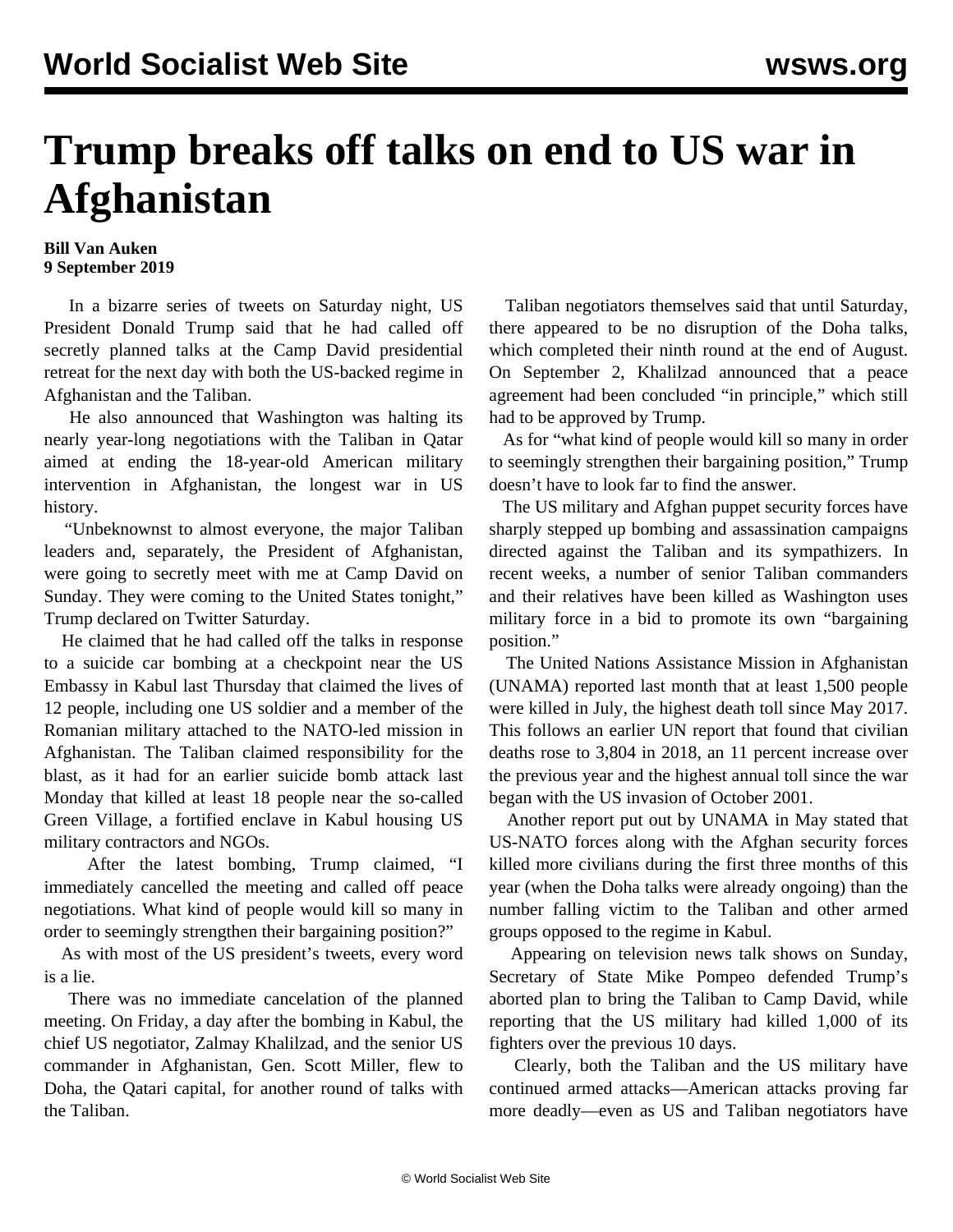# Trump breaks off talks on end to US war in Afghanistan

**Bill Van Auken**
**9 September 2019**

In a bizarre series of tweets on Saturday night, US President Donald Trump said that he had called off secretly planned talks at the Camp David presidential retreat for the next day with both the US-backed regime in Afghanistan and the Taliban.

He also announced that Washington was halting its nearly year-long negotiations with the Taliban in Qatar aimed at ending the 18-year-old American military intervention in Afghanistan, the longest war in US history.

"Unbeknownst to almost everyone, the major Taliban leaders and, separately, the President of Afghanistan, were going to secretly meet with me at Camp David on Sunday. They were coming to the United States tonight," Trump declared on Twitter Saturday.

He claimed that he had called off the talks in response to a suicide car bombing at a checkpoint near the US Embassy in Kabul last Thursday that claimed the lives of 12 people, including one US soldier and a member of the Romanian military attached to the NATO-led mission in Afghanistan. The Taliban claimed responsibility for the blast, as it had for an earlier suicide bomb attack last Monday that killed at least 18 people near the so-called Green Village, a fortified enclave in Kabul housing US military contractors and NGOs.

After the latest bombing, Trump claimed, "I immediately cancelled the meeting and called off peace negotiations. What kind of people would kill so many in order to seemingly strengthen their bargaining position?"

As with most of the US president's tweets, every word is a lie.

There was no immediate cancelation of the planned meeting. On Friday, a day after the bombing in Kabul, the chief US negotiator, Zalmay Khalilzad, and the senior US commander in Afghanistan, Gen. Scott Miller, flew to Doha, the Qatari capital, for another round of talks with the Taliban.

Taliban negotiators themselves said that until Saturday, there appeared to be no disruption of the Doha talks, which completed their ninth round at the end of August. On September 2, Khalilzad announced that a peace agreement had been concluded "in principle," which still had to be approved by Trump.

As for "what kind of people would kill so many in order to seemingly strengthen their bargaining position," Trump doesn't have to look far to find the answer.

The US military and Afghan puppet security forces have sharply stepped up bombing and assassination campaigns directed against the Taliban and its sympathizers. In recent weeks, a number of senior Taliban commanders and their relatives have been killed as Washington uses military force in a bid to promote its own "bargaining position."

The United Nations Assistance Mission in Afghanistan (UNAMA) reported last month that at least 1,500 people were killed in July, the highest death toll since May 2017. This follows an earlier UN report that found that civilian deaths rose to 3,804 in 2018, an 11 percent increase over the previous year and the highest annual toll since the war began with the US invasion of October 2001.

Another report put out by UNAMA in May stated that US-NATO forces along with the Afghan security forces killed more civilians during the first three months of this year (when the Doha talks were already ongoing) than the number falling victim to the Taliban and other armed groups opposed to the regime in Kabul.

Appearing on television news talk shows on Sunday, Secretary of State Mike Pompeo defended Trump's aborted plan to bring the Taliban to Camp David, while reporting that the US military had killed 1,000 of its fighters over the previous 10 days.

Clearly, both the Taliban and the US military have continued armed attacks—American attacks proving far more deadly—even as US and Taliban negotiators have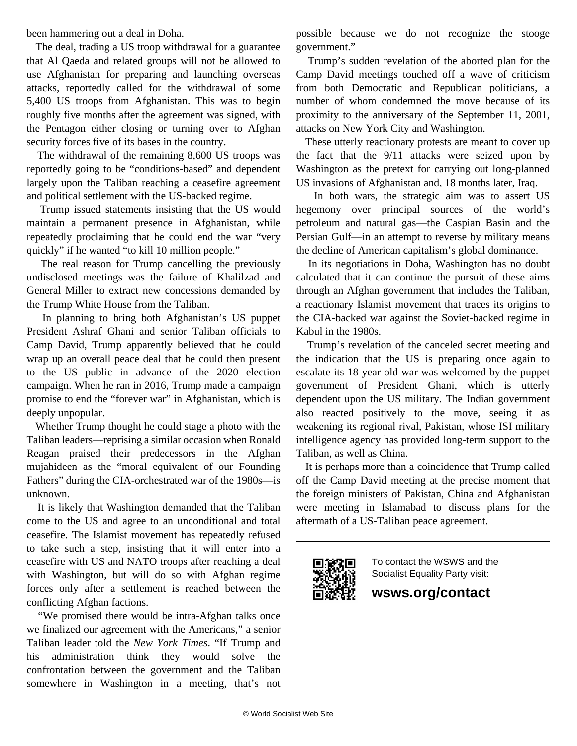been hammering out a deal in Doha.

The deal, trading a US troop withdrawal for a guarantee that Al Qaeda and related groups will not be allowed to use Afghanistan for preparing and launching overseas attacks, reportedly called for the withdrawal of some 5,400 US troops from Afghanistan. This was to begin roughly five months after the agreement was signed, with the Pentagon either closing or turning over to Afghan security forces five of its bases in the country.

The withdrawal of the remaining 8,600 US troops was reportedly going to be "conditions-based" and dependent largely upon the Taliban reaching a ceasefire agreement and political settlement with the US-backed regime.

Trump issued statements insisting that the US would maintain a permanent presence in Afghanistan, while repeatedly proclaiming that he could end the war "very quickly" if he wanted "to kill 10 million people."

The real reason for Trump cancelling the previously undisclosed meetings was the failure of Khalilzad and General Miller to extract new concessions demanded by the Trump White House from the Taliban.

In planning to bring both Afghanistan's US puppet President Ashraf Ghani and senior Taliban officials to Camp David, Trump apparently believed that he could wrap up an overall peace deal that he could then present to the US public in advance of the 2020 election campaign. When he ran in 2016, Trump made a campaign promise to end the "forever war" in Afghanistan, which is deeply unpopular.

Whether Trump thought he could stage a photo with the Taliban leaders—reprising a similar occasion when Ronald Reagan praised their predecessors in the Afghan mujahideen as the "moral equivalent of our Founding Fathers" during the CIA-orchestrated war of the 1980s—is unknown.

It is likely that Washington demanded that the Taliban come to the US and agree to an unconditional and total ceasefire. The Islamist movement has repeatedly refused to take such a step, insisting that it will enter into a ceasefire with US and NATO troops after reaching a deal with Washington, but will do so with Afghan regime forces only after a settlement is reached between the conflicting Afghan factions.

"We promised there would be intra-Afghan talks once we finalized our agreement with the Americans," a senior Taliban leader told the *New York Times*. "If Trump and his administration think they would solve the confrontation between the government and the Taliban somewhere in Washington in a meeting, that's not possible because we do not recognize the stooge government."

Trump's sudden revelation of the aborted plan for the Camp David meetings touched off a wave of criticism from both Democratic and Republican politicians, a number of whom condemned the move because of its proximity to the anniversary of the September 11, 2001, attacks on New York City and Washington.

These utterly reactionary protests are meant to cover up the fact that the 9/11 attacks were seized upon by Washington as the pretext for carrying out long-planned US invasions of Afghanistan and, 18 months later, Iraq.

In both wars, the strategic aim was to assert US hegemony over principal sources of the world's petroleum and natural gas—the Caspian Basin and the Persian Gulf—in an attempt to reverse by military means the decline of American capitalism's global dominance.

In its negotiations in Doha, Washington has no doubt calculated that it can continue the pursuit of these aims through an Afghan government that includes the Taliban, a reactionary Islamist movement that traces its origins to the CIA-backed war against the Soviet-backed regime in Kabul in the 1980s.

Trump's revelation of the canceled secret meeting and the indication that the US is preparing once again to escalate its 18-year-old war was welcomed by the puppet government of President Ghani, which is utterly dependent upon the US military. The Indian government also reacted positively to the move, seeing it as weakening its regional rival, Pakistan, whose ISI military intelligence agency has provided long-term support to the Taliban, as well as China.

It is perhaps more than a coincidence that Trump called off the Camp David meeting at the precise moment that the foreign ministers of Pakistan, China and Afghanistan were meeting in Islamabad to discuss plans for the aftermath of a US-Taliban peace agreement.

To contact the WSWS and the Socialist Equality Party visit:

**wsws.org/contact**